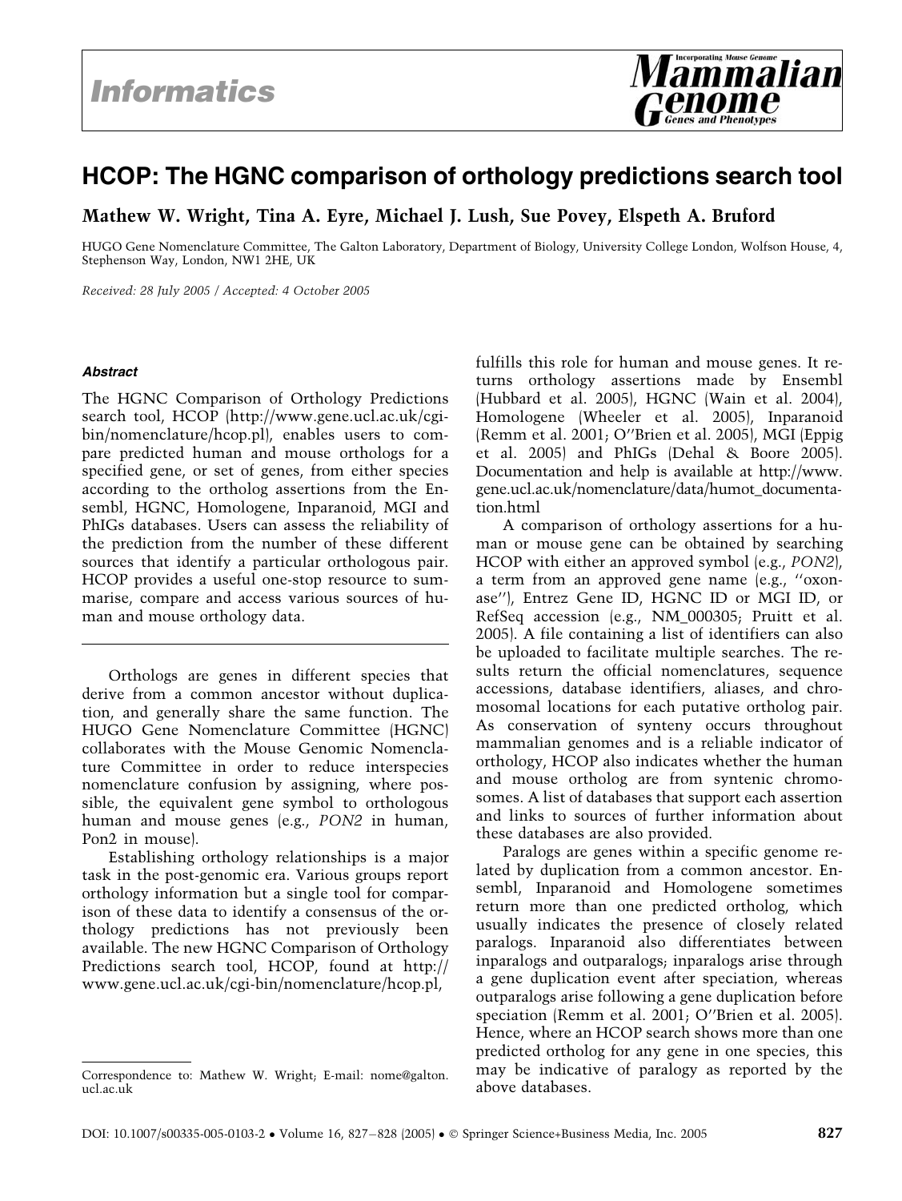# HCOP: The HGNC comparison of orthology predictions search tool

**Mathew W. Wright, Tina A. Eyre, Michael J. Lush, Sue Povey, Elspeth A. Bruford**

HUGO Gene Nomenclature Committee, The Galton Laboratory, Department of Biology, University College London, Wolfson House, 4, Stephenson Way, London, NW1 2HE, UK

*Received: 28 July 2005 / Accepted: 4 October 2005*

### Abstract

The HGNC Comparison of Orthology Predictions search tool, HCOP (http://www.gene.ucl.ac.uk/cgi-bin/nomenclature/hcop.pl), enables users to compare predicted human and mouse orthologs for a specified gene, or set of genes, from either species according to the ortholog assertions from the Ensembl, HGNC, Homologene, Inparanoid, MGI and PhIGs databases. Users can assess the reliability of the prediction from the number of these different sources that identify a particular orthologous pair. HCOP provides a useful one-stop resource to summarise, compare and access various sources of human and mouse orthology data.

---

Orthologs are genes in different species that derive from a common ancestor without duplication, and generally share the same function. The HUGO Gene Nomenclature Committee (HGNC) collaborates with the Mouse Genomic Nomenclature Committee in order to reduce interspecies nomenclature confusion by assigning, where possible, the equivalent gene symbol to orthologous human and mouse genes (e.g., *PON2* in human, Pon2 in mouse).

Establishing orthology relationships is a major task in the post-genomic era. Various groups report orthology information but a single tool for comparison of these data to identify a consensus of the orthology predictions has not previously been available. The new HGNC Comparison of Orthology Predictions search tool, HCOP, found at http://www.gene.ucl.ac.uk/cgi-bin/nomenclature/hcop.pl, fulfills this role for human and mouse genes. It returns orthology assertions made by Ensembl (Hubbard et al. 2005), HGNC (Wain et al. 2004), Homologene (Wheeler et al. 2005), Inparanoid (Remm et al. 2001; O''Brien et al. 2005), MGI (Eppig et al. 2005) and PhIGs (Dehal & Boore 2005). Documentation and help is available at http://www.gene.ucl.ac.uk/nomenclature/data/humot_documentation.html

A comparison of orthology assertions for a human or mouse gene can be obtained by searching HCOP with either an approved symbol (e.g., *PON2*), a term from an approved gene name (e.g., ''oxonase''), Entrez Gene ID, HGNC ID or MGI ID, or RefSeq accession (e.g., NM_000305; Pruitt et al. 2005). A file containing a list of identifiers can also be uploaded to facilitate multiple searches. The results return the official nomenclatures, sequence accessions, database identifiers, aliases, and chromosomal locations for each putative ortholog pair. As conservation of synteny occurs throughout mammalian genomes and is a reliable indicator of orthology, HCOP also indicates whether the human and mouse ortholog are from syntenic chromosomes. A list of databases that support each assertion and links to sources of further information about these databases are also provided.

Paralogs are genes within a specific genome related by duplication from a common ancestor. Ensembl, Inparanoid and Homologene sometimes return more than one predicted ortholog, which usually indicates the presence of closely related paralogs. Inparanoid also differentiates between inparalogs and outparalogs; inparalogs arise through a gene duplication event after speciation, whereas outparalogs arise following a gene duplication before speciation (Remm et al. 2001; O''Brien et al. 2005). Hence, where an HCOP search shows more than one predicted ortholog for any gene in one species, this may be indicative of paralogy as reported by the above databases.

---

Correspondence to: Mathew W. Wright; E-mail: nome@galton.ucl.ac.uk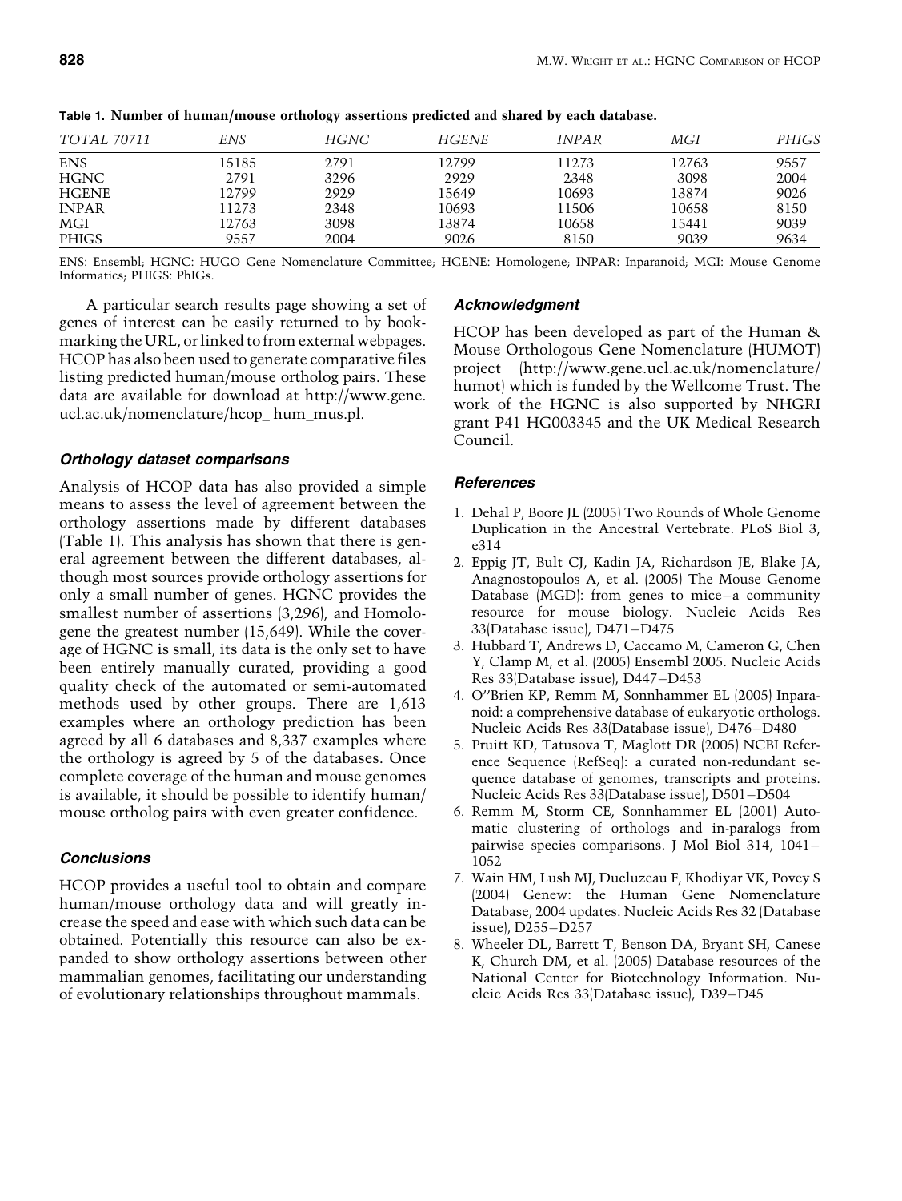**Table 1. Number of human/mouse orthology assertions predicted and shared by each database.**

| *TOTAL 70711* | *ENS* | *HGNC* | *HGENE* | *INPAR* | *MGI* | *PHIGS* |
|---|---|---|---|---|---|---|
| ENS | 15185 | 2791 | 12799 | 11273 | 12763 | 9557 |
| HGNC | 2791 | 3296 | 2929 | 2348 | 3098 | 2004 |
| HGENE | 12799 | 2929 | 15649 | 10693 | 13874 | 9026 |
| INPAR | 11273 | 2348 | 10693 | 11506 | 10658 | 8150 |
| MGI | 12763 | 3098 | 13874 | 10658 | 15441 | 9039 |
| PHIGS | 9557 | 2004 | 9026 | 8150 | 9039 | 9634 |

ENS: Ensembl; HGNC: HUGO Gene Nomenclature Committee; HGENE: Homologene; INPAR: Inparanoid; MGI: Mouse Genome Informatics; PHIGS: PhIGs.

A particular search results page showing a set of genes of interest can be easily returned to by bookmarking the URL, or linked to from external webpages. HCOP has also been used to generate comparative files listing predicted human/mouse ortholog pairs. These data are available for download at http://www.gene.ucl.ac.uk/nomenclature/hcop_ hum_mus.pl.

### Orthology dataset comparisons

Analysis of HCOP data has also provided a simple means to assess the level of agreement between the orthology assertions made by different databases (Table 1). This analysis has shown that there is general agreement between the different databases, although most sources provide orthology assertions for only a small number of genes. HGNC provides the smallest number of assertions (3,296), and Homologene the greatest number (15,649). While the coverage of HGNC is small, its data is the only set to have been entirely manually curated, providing a good quality check of the automated or semi-automated methods used by other groups. There are 1,613 examples where an orthology prediction has been agreed by all 6 databases and 8,337 examples where the orthology is agreed by 5 of the databases. Once complete coverage of the human and mouse genomes is available, it should be possible to identify human/mouse ortholog pairs with even greater confidence.

### Conclusions

HCOP provides a useful tool to obtain and compare human/mouse orthology data and will greatly increase the speed and ease with which such data can be obtained. Potentially this resource can also be expanded to show orthology assertions between other mammalian genomes, facilitating our understanding of evolutionary relationships throughout mammals.

### Acknowledgment

HCOP has been developed as part of the Human & Mouse Orthologous Gene Nomenclature (HUMOT) project (http://www.gene.ucl.ac.uk/nomenclature/humot) which is funded by the Wellcome Trust. The work of the HGNC is also supported by NHGRI grant P41 HG003345 and the UK Medical Research Council.

### References

1. Dehal P, Boore JL (2005) Two Rounds of Whole Genome Duplication in the Ancestral Vertebrate. PLoS Biol 3, e314
2. Eppig JT, Bult CJ, Kadin JA, Richardson JE, Blake JA, Anagnostopoulos A, et al. (2005) The Mouse Genome Database (MGD): from genes to mice–a community resource for mouse biology. Nucleic Acids Res 33(Database issue), D471–D475
3. Hubbard T, Andrews D, Caccamo M, Cameron G, Chen Y, Clamp M, et al. (2005) Ensembl 2005. Nucleic Acids Res 33(Database issue), D447–D453
4. O''Brien KP, Remm M, Sonnhammer EL (2005) Inparanoid: a comprehensive database of eukaryotic orthologs. Nucleic Acids Res 33(Database issue), D476–D480
5. Pruitt KD, Tatusova T, Maglott DR (2005) NCBI Reference Sequence (RefSeq): a curated non-redundant sequence database of genomes, transcripts and proteins. Nucleic Acids Res 33(Database issue), D501–D504
6. Remm M, Storm CE, Sonnhammer EL (2001) Automatic clustering of orthologs and in-paralogs from pairwise species comparisons. J Mol Biol 314, 1041–1052
7. Wain HM, Lush MJ, Ducluzeau F, Khodiyar VK, Povey S (2004) Genew: the Human Gene Nomenclature Database, 2004 updates. Nucleic Acids Res 32 (Database issue), D255–D257
8. Wheeler DL, Barrett T, Benson DA, Bryant SH, Canese K, Church DM, et al. (2005) Database resources of the National Center for Biotechnology Information. Nucleic Acids Res 33(Database issue), D39–D45